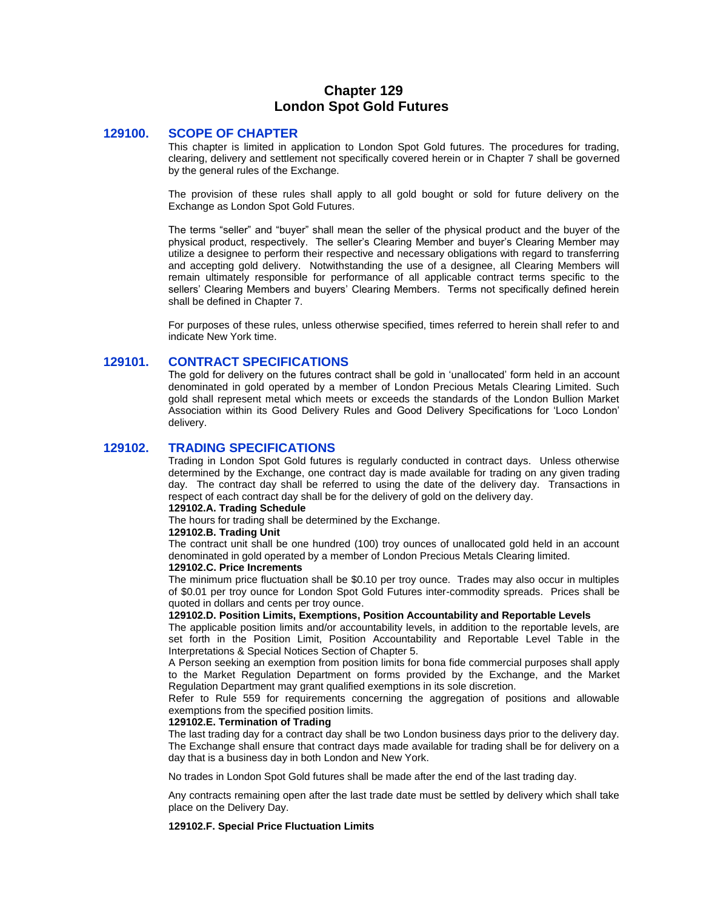# Chapter 129
# London Spot Gold Futures

## 129100. SCOPE OF CHAPTER

This chapter is limited in application to London Spot Gold futures. The procedures for trading, clearing, delivery and settlement not specifically covered herein or in Chapter 7 shall be governed by the general rules of the Exchange.

The provision of these rules shall apply to all gold bought or sold for future delivery on the Exchange as London Spot Gold Futures.

The terms "seller" and "buyer" shall mean the seller of the physical product and the buyer of the physical product, respectively. The seller's Clearing Member and buyer's Clearing Member may utilize a designee to perform their respective and necessary obligations with regard to transferring and accepting gold delivery. Notwithstanding the use of a designee, all Clearing Members will remain ultimately responsible for performance of all applicable contract terms specific to the sellers' Clearing Members and buyers' Clearing Members. Terms not specifically defined herein shall be defined in Chapter 7.

For purposes of these rules, unless otherwise specified, times referred to herein shall refer to and indicate New York time.

## 129101. CONTRACT SPECIFICATIONS

The gold for delivery on the futures contract shall be gold in 'unallocated' form held in an account denominated in gold operated by a member of London Precious Metals Clearing Limited. Such gold shall represent metal which meets or exceeds the standards of the London Bullion Market Association within its Good Delivery Rules and Good Delivery Specifications for 'Loco London' delivery.

## 129102. TRADING SPECIFICATIONS

Trading in London Spot Gold futures is regularly conducted in contract days. Unless otherwise determined by the Exchange, one contract day is made available for trading on any given trading day. The contract day shall be referred to using the date of the delivery day. Transactions in respect of each contract day shall be for the delivery of gold on the delivery day.

**129102.A. Trading Schedule**

The hours for trading shall be determined by the Exchange.

**129102.B. Trading Unit**

The contract unit shall be one hundred (100) troy ounces of unallocated gold held in an account denominated in gold operated by a member of London Precious Metals Clearing limited.

**129102.C. Price Increments**

The minimum price fluctuation shall be $0.10 per troy ounce. Trades may also occur in multiples of $0.01 per troy ounce for London Spot Gold Futures inter-commodity spreads. Prices shall be quoted in dollars and cents per troy ounce.

**129102.D. Position Limits, Exemptions, Position Accountability and Reportable Levels**

The applicable position limits and/or accountability levels, in addition to the reportable levels, are set forth in the Position Limit, Position Accountability and Reportable Level Table in the Interpretations & Special Notices Section of Chapter 5.

A Person seeking an exemption from position limits for bona fide commercial purposes shall apply to the Market Regulation Department on forms provided by the Exchange, and the Market Regulation Department may grant qualified exemptions in its sole discretion.

Refer to Rule 559 for requirements concerning the aggregation of positions and allowable exemptions from the specified position limits.

**129102.E. Termination of Trading**

The last trading day for a contract day shall be two London business days prior to the delivery day. The Exchange shall ensure that contract days made available for trading shall be for delivery on a day that is a business day in both London and New York.

No trades in London Spot Gold futures shall be made after the end of the last trading day.

Any contracts remaining open after the last trade date must be settled by delivery which shall take place on the Delivery Day.

**129102.F. Special Price Fluctuation Limits**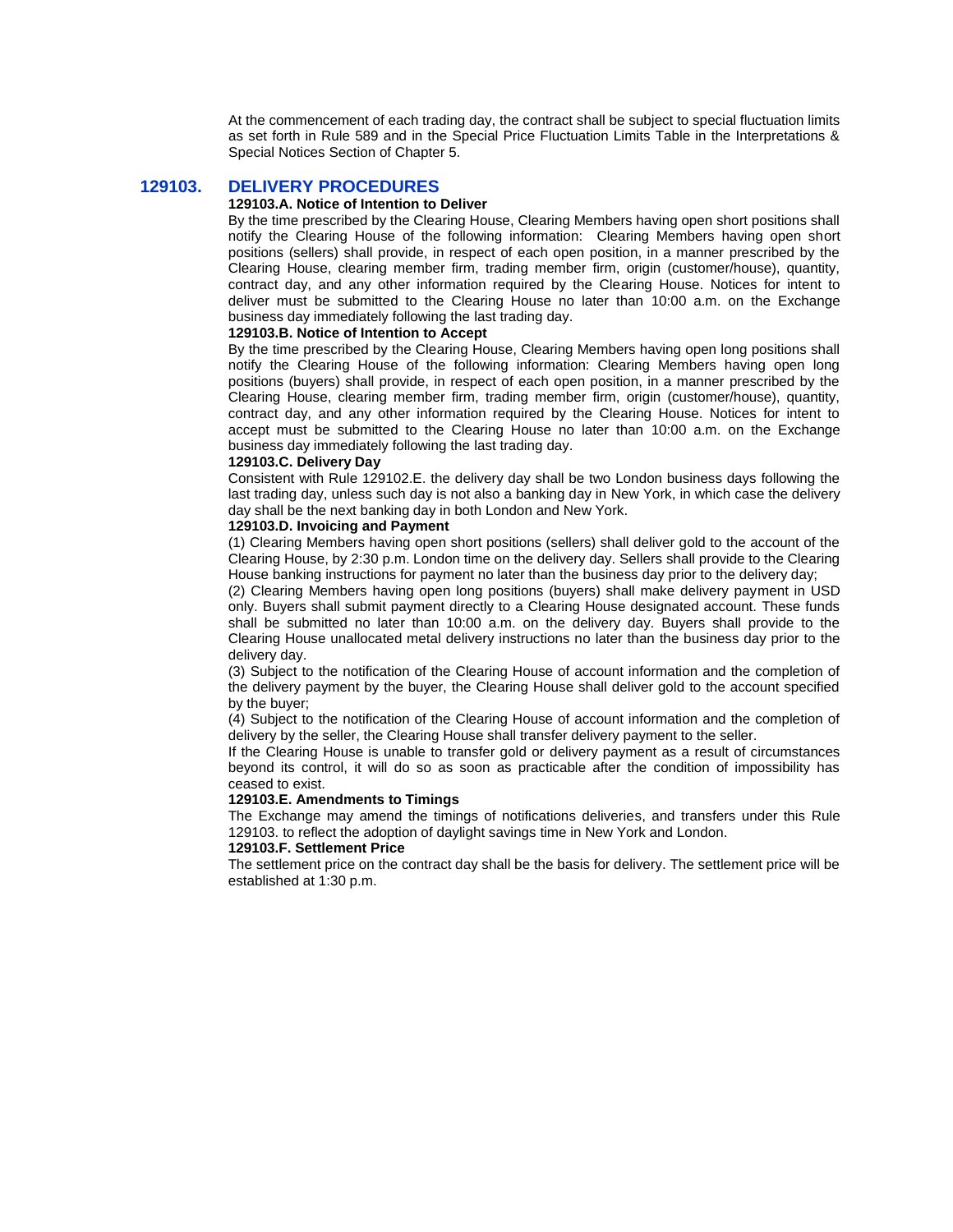At the commencement of each trading day, the contract shall be subject to special fluctuation limits as set forth in Rule 589 and in the Special Price Fluctuation Limits Table in the Interpretations & Special Notices Section of Chapter 5.

## 129103. DELIVERY PROCEDURES

### 129103.A. Notice of Intention to Deliver

By the time prescribed by the Clearing House, Clearing Members having open short positions shall notify the Clearing House of the following information: Clearing Members having open short positions (sellers) shall provide, in respect of each open position, in a manner prescribed by the Clearing House, clearing member firm, trading member firm, origin (customer/house), quantity, contract day, and any other information required by the Clearing House. Notices for intent to deliver must be submitted to the Clearing House no later than 10:00 a.m. on the Exchange business day immediately following the last trading day.

### 129103.B. Notice of Intention to Accept

By the time prescribed by the Clearing House, Clearing Members having open long positions shall notify the Clearing House of the following information: Clearing Members having open long positions (buyers) shall provide, in respect of each open position, in a manner prescribed by the Clearing House, clearing member firm, trading member firm, origin (customer/house), quantity, contract day, and any other information required by the Clearing House. Notices for intent to accept must be submitted to the Clearing House no later than 10:00 a.m. on the Exchange business day immediately following the last trading day.

### 129103.C. Delivery Day

Consistent with Rule 129102.E. the delivery day shall be two London business days following the last trading day, unless such day is not also a banking day in New York, in which case the delivery day shall be the next banking day in both London and New York.

### 129103.D. Invoicing and Payment

(1) Clearing Members having open short positions (sellers) shall deliver gold to the account of the Clearing House, by 2:30 p.m. London time on the delivery day. Sellers shall provide to the Clearing House banking instructions for payment no later than the business day prior to the delivery day;

(2) Clearing Members having open long positions (buyers) shall make delivery payment in USD only. Buyers shall submit payment directly to a Clearing House designated account. These funds shall be submitted no later than 10:00 a.m. on the delivery day. Buyers shall provide to the Clearing House unallocated metal delivery instructions no later than the business day prior to the delivery day.

(3) Subject to the notification of the Clearing House of account information and the completion of the delivery payment by the buyer, the Clearing House shall deliver gold to the account specified by the buyer;

(4) Subject to the notification of the Clearing House of account information and the completion of delivery by the seller, the Clearing House shall transfer delivery payment to the seller.

If the Clearing House is unable to transfer gold or delivery payment as a result of circumstances beyond its control, it will do so as soon as practicable after the condition of impossibility has ceased to exist.

### 129103.E. Amendments to Timings

The Exchange may amend the timings of notifications deliveries, and transfers under this Rule 129103. to reflect the adoption of daylight savings time in New York and London.

### 129103.F. Settlement Price

The settlement price on the contract day shall be the basis for delivery. The settlement price will be established at 1:30 p.m.